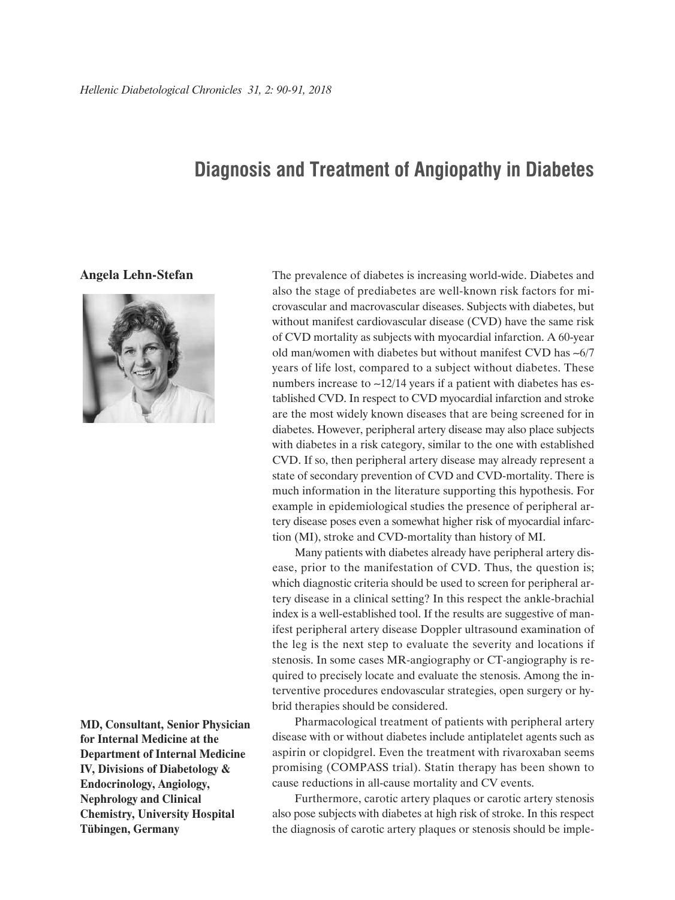# Diagnosis and Treatment of Angiopathy in Diabetes

**Angela Lehn-Stefan**

**MD, Consultant, Senior Physician for Internal Medicine at the Department of Internal Medicine IV, Divisions of Diabetology & Endocrinology, Angiology, Nephrology and Clinical Chemistry, University Hospital Tübingen, Germany**

The prevalence of diabetes is increasing world-wide. Diabetes and also the stage of prediabetes are well-known risk factors for microvascular and macrovascular diseases. Subjects with diabetes, but without manifest cardiovascular disease (CVD) have the same risk of CVD mortality as subjects with myocardial infarction. A 60-year old man/women with diabetes but without manifest CVD has ~6/7 years of life lost, compared to a subject without diabetes. These numbers increase to ~12/14 years if a patient with diabetes has established CVD. In respect to CVD myocardial infarction and stroke are the most widely known diseases that are being screened for in diabetes. However, peripheral artery disease may also place subjects with diabetes in a risk category, similar to the one with established CVD. If so, then peripheral artery disease may already represent a state of secondary prevention of CVD and CVD-mortality. There is much information in the literature supporting this hypothesis. For example in epidemiological studies the presence of peripheral artery disease poses even a somewhat higher risk of myocardial infarction (MI), stroke and CVD-mortality than history of MI.

Many patients with diabetes already have peripheral artery disease, prior to the manifestation of CVD. Thus, the question is; which diagnostic criteria should be used to screen for peripheral artery disease in a clinical setting? In this respect the ankle-brachial index is a well-established tool. If the results are suggestive of manifest peripheral artery disease Doppler ultrasound examination of the leg is the next step to evaluate the severity and locations if stenosis. In some cases MR-angiography or CT-angiography is required to precisely locate and evaluate the stenosis. Among the interventive procedures endovascular strategies, open surgery or hybrid therapies should be considered.

Pharmacological treatment of patients with peripheral artery disease with or without diabetes include antiplatelet agents such as aspirin or clopidgrel. Even the treatment with rivaroxaban seems promising (COMPASS trial). Statin therapy has been shown to cause reductions in all-cause mortality and CV events.

Furthermore, carotid artery plaques or carotid artery stenosis also pose subjects with diabetes at high risk of stroke. In this respect the diagnosis of carotid artery plaques or stenosis should be imple-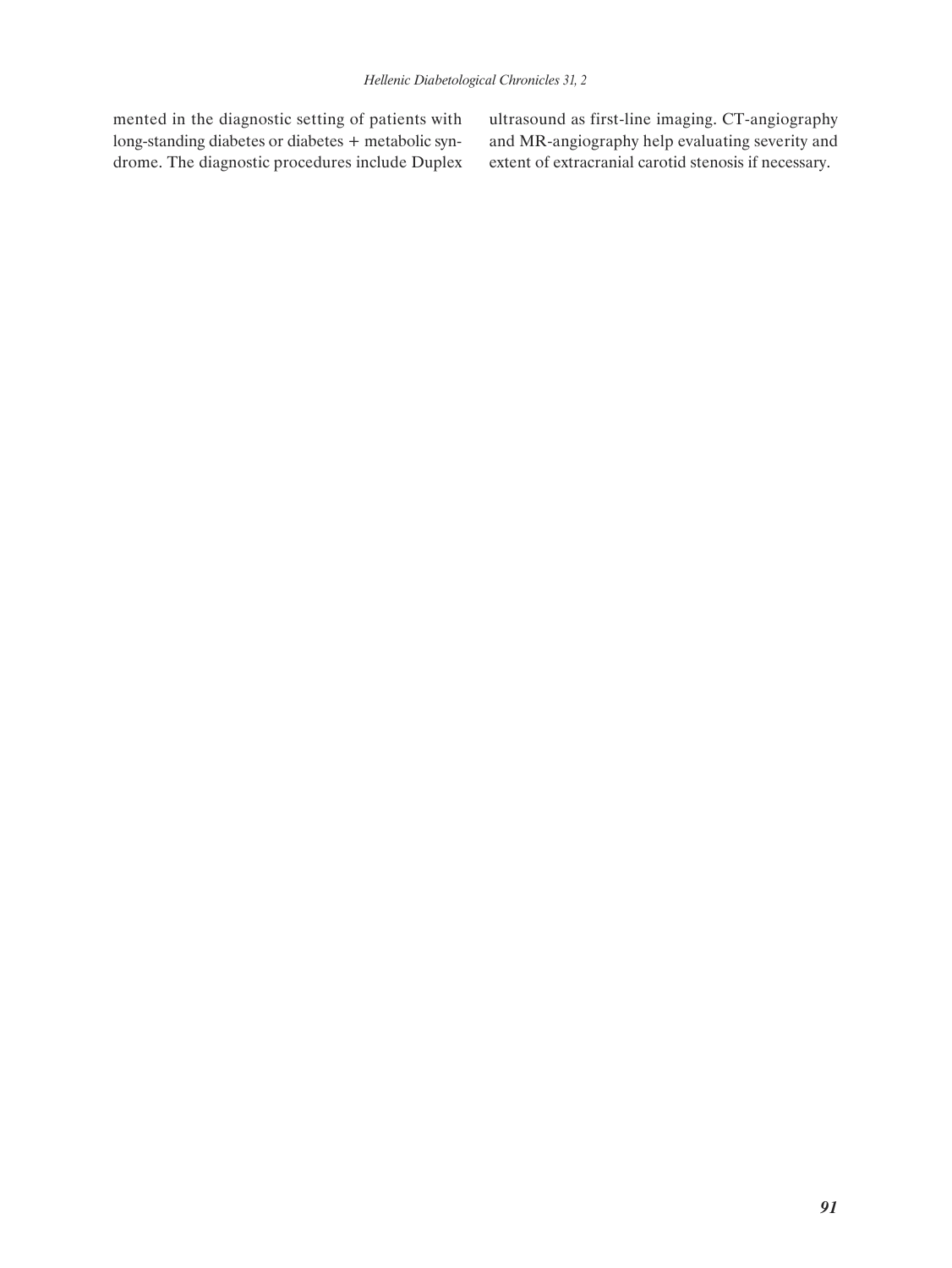mented in the diagnostic setting of patients with long-standing diabetes or diabetes + metabolic syndrome. The diagnostic procedures include Duplex ultrasound as first-line imaging. CT-angiography and MR-angiography help evaluating severity and extent of extracranial carotid stenosis if necessary.